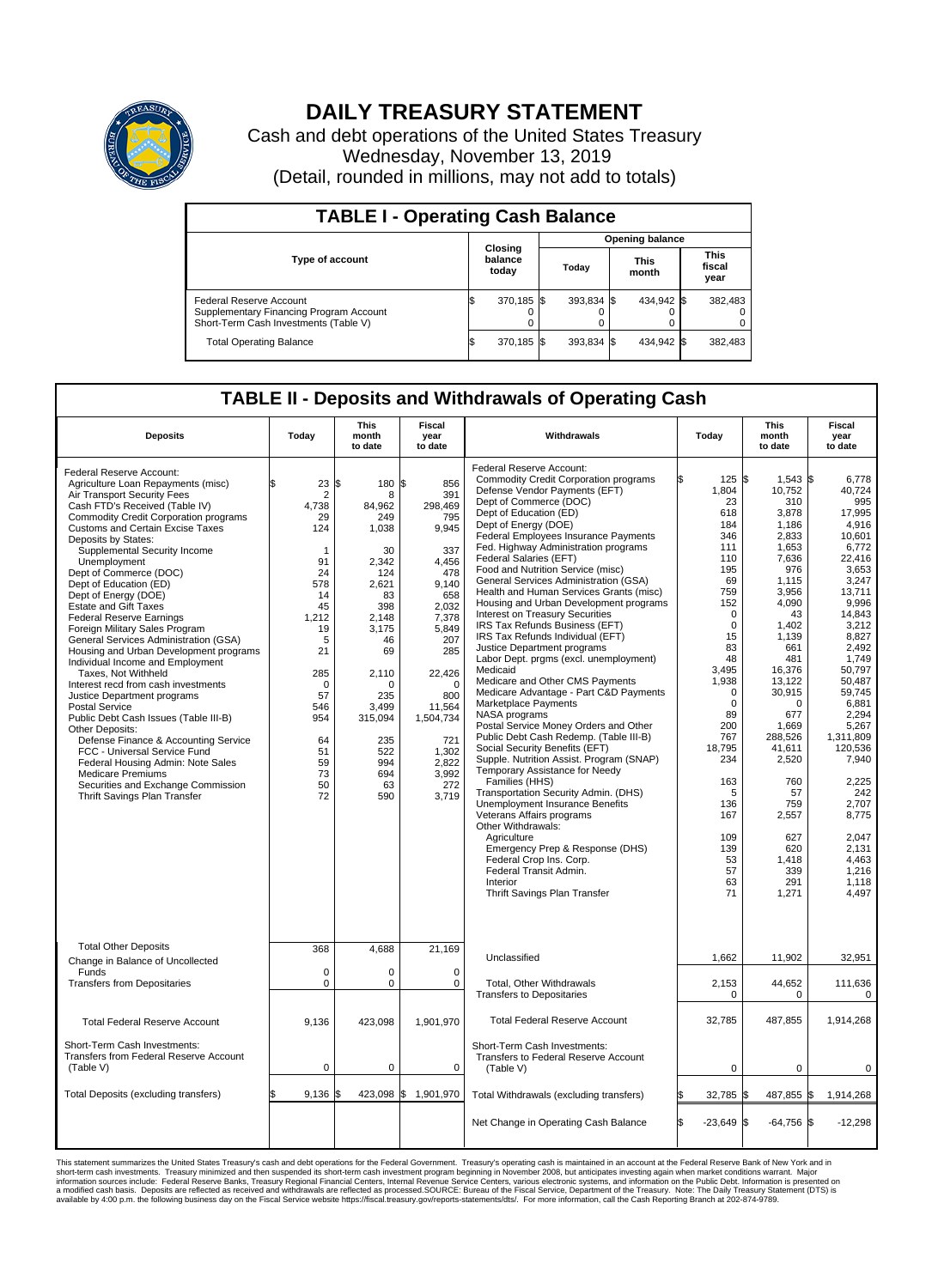# DAILY TREASURY STATEMENT

Cash and debt operations of the United States Treasury

Wednesday, November 13, 2019

(Detail, rounded in millions, may not add to totals)

## TABLE I - Operating Cash Balance

| Type of account | Closing balance today | Opening balance Today | Opening balance This month | Opening balance This fiscal year |
|---|---|---|---|---|
| Federal Reserve Account | $ 370,185 | $ 393,834 | $ 434,942 | $ 382,483 |
| Supplementary Financing Program Account | 0 | 0 | 0 | 0 |
| Short-Term Cash Investments (Table V) | 0 | 0 | 0 | 0 |
| Total Operating Balance | $ 370,185 | $ 393,834 | $ 434,942 | $ 382,483 |

## TABLE II - Deposits and Withdrawals of Operating Cash

| Deposits | Today | This month to date | Fiscal year to date |
|---|---|---|---|
| Federal Reserve Account: | | | |
| Agriculture Loan Repayments (misc) | $ 23 | $ 180 | $ 856 |
| Air Transport Security Fees | 2 | 8 | 391 |
| Cash FTD's Received (Table IV) | 4,738 | 84,962 | 298,469 |
| Commodity Credit Corporation programs | 29 | 249 | 795 |
| Customs and Certain Excise Taxes | 124 | 1,038 | 9,945 |
| Deposits by States: | | | |
| Supplemental Security Income | 1 | 30 | 337 |
| Unemployment | 91 | 2,342 | 4,456 |
| Dept of Commerce (DOC) | 24 | 124 | 478 |
| Dept of Education (ED) | 578 | 2,621 | 9,140 |
| Dept of Energy (DOE) | 14 | 83 | 658 |
| Estate and Gift Taxes | 45 | 398 | 2,032 |
| Federal Reserve Earnings | 1,212 | 2,148 | 7,378 |
| Foreign Military Sales Program | 19 | 3,175 | 5,849 |
| General Services Administration (GSA) | 5 | 46 | 207 |
| Housing and Urban Development programs | 21 | 69 | 285 |
| Individual Income and Employment Taxes, Not Withheld | 285 | 2,110 | 22,426 |
| Interest recd from cash investments | 0 | 0 | 0 |
| Justice Department programs | 57 | 235 | 800 |
| Postal Service | 546 | 3,499 | 11,564 |
| Public Debt Cash Issues (Table III-B) | 954 | 315,094 | 1,504,734 |
| Other Deposits: | | | |
| Defense Finance & Accounting Service | 64 | 235 | 721 |
| FCC - Universal Service Fund | 51 | 522 | 1,302 |
| Federal Housing Admin: Note Sales | 59 | 994 | 2,822 |
| Medicare Premiums | 73 | 694 | 3,992 |
| Securities and Exchange Commission | 50 | 63 | 272 |
| Thrift Savings Plan Transfer | 72 | 590 | 3,719 |
| Total Other Deposits | 368 | 4,688 | 21,169 |
| Change in Balance of Uncollected Funds | 0 | 0 | 0 |
| Transfers from Depositaries | 0 | 0 | 0 |
| Total Federal Reserve Account | 9,136 | 423,098 | 1,901,970 |
| Short-Term Cash Investments: Transfers from Federal Reserve Account (Table V) | 0 | 0 | 0 |
| Total Deposits (excluding transfers) | $ 9,136 | $ 423,098 | $ 1,901,970 |

| Withdrawals | Today | This month to date | Fiscal year to date |
|---|---|---|---|
| Federal Reserve Account: | | | |
| Commodity Credit Corporation programs | $ 125 | $ 1,543 | $ 6,778 |
| Defense Vendor Payments (EFT) | 1,804 | 10,752 | 40,724 |
| Dept of Commerce (DOC) | 23 | 310 | 995 |
| Dept of Education (ED) | 618 | 3,878 | 17,995 |
| Dept of Energy (DOE) | 184 | 1,186 | 4,916 |
| Federal Employees Insurance Payments | 346 | 2,833 | 10,601 |
| Fed. Highway Administration programs | 111 | 1,653 | 6,772 |
| Federal Salaries (EFT) | 110 | 7,636 | 22,416 |
| Food and Nutrition Service (misc) | 195 | 976 | 3,653 |
| General Services Administration (GSA) | 69 | 1,115 | 3,247 |
| Health and Human Services Grants (misc) | 759 | 3,956 | 13,711 |
| Housing and Urban Development programs | 152 | 4,090 | 9,996 |
| Interest on Treasury Securities | 0 | 43 | 14,843 |
| IRS Tax Refunds Business (EFT) | 0 | 1,402 | 3,212 |
| IRS Tax Refunds Individual (EFT) | 15 | 1,139 | 8,827 |
| Justice Department programs | 83 | 661 | 2,492 |
| Labor Dept. prgms (excl. unemployment) | 48 | 481 | 1,749 |
| Medicaid | 3,495 | 16,376 | 50,797 |
| Medicare and Other CMS Payments | 1,938 | 13,122 | 50,487 |
| Medicare Advantage - Part C&D Payments | 0 | 30,915 | 59,745 |
| Marketplace Payments | 0 | 0 | 6,881 |
| NASA programs | 89 | 677 | 2,294 |
| Postal Service Money Orders and Other | 200 | 1,669 | 5,267 |
| Public Debt Cash Redemp. (Table III-B) | 767 | 288,526 | 1,311,809 |
| Social Security Benefits (EFT) | 18,795 | 41,611 | 120,536 |
| Supple. Nutrition Assist. Program (SNAP) | 234 | 2,520 | 7,940 |
| Temporary Assistance for Needy Families (HHS) | 163 | 760 | 2,225 |
| Transportation Security Admin. (DHS) | 5 | 57 | 242 |
| Unemployment Insurance Benefits | 136 | 759 | 2,707 |
| Veterans Affairs programs | 167 | 2,557 | 8,775 |
| Other Withdrawals: | | | |
| Agriculture | 109 | 627 | 2,047 |
| Emergency Prep & Response (DHS) | 139 | 620 | 2,131 |
| Federal Crop Ins. Corp. | 53 | 1,418 | 4,463 |
| Federal Transit Admin. | 57 | 339 | 1,216 |
| Interior | 63 | 291 | 1,118 |
| Thrift Savings Plan Transfer | 71 | 1,271 | 4,497 |
| Unclassified | 1,662 | 11,902 | 32,951 |
| Total, Other Withdrawals | 2,153 | 44,652 | 111,636 |
| Transfers to Depositaries | 0 | 0 | 0 |
| Total Federal Reserve Account | 32,785 | 487,855 | 1,914,268 |
| Short-Term Cash Investments: Transfers to Federal Reserve Account (Table V) | 0 | 0 | 0 |
| Total Withdrawals (excluding transfers) | $ 32,785 | $ 487,855 | $ 1,914,268 |
| Net Change in Operating Cash Balance | $ -23,649 | $ -64,756 | $ -12,298 |

This statement summarizes the United States Treasury's cash and debt operations for the Federal Government. Treasury's operating cash is maintained in an account at the Federal Reserve Bank of New York and in short-term cash investments. Treasury minimized and then suspended its short-term cash investment program beginning in November 2008, but anticipates investing again when market conditions warrant. Major information sources include: Federal Reserve Banks, Treasury Regional Financial Centers, Internal Revenue Service Centers, various electronic systems, and information on the Public Debt. Information is presented on a modified cash basis. Deposits are reflected as received and withdrawals are reflected as processed.SOURCE: Bureau of the Fiscal Service, Department of the Treasury. Note: The Daily Treasury Statement (DTS) is available by 4:00 p.m. the following business day on the Fiscal Service website https://fiscal.treasury.gov/reports-statements/dts/. For more information, call the Cash Reporting Branch at 202-874-9789.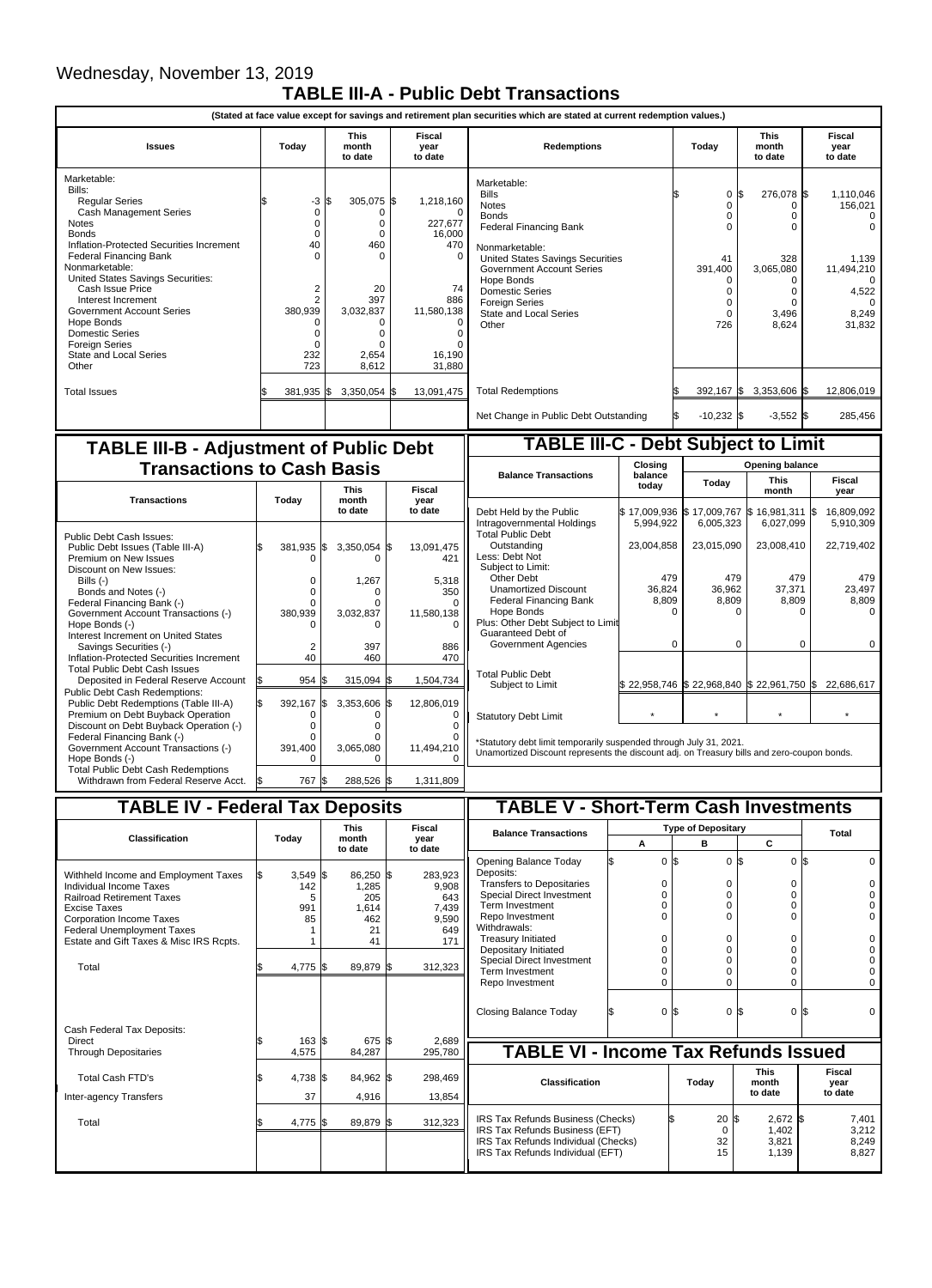Wednesday, November 13, 2019

# TABLE III-A - Public Debt Transactions

(Stated at face value except for savings and retirement plan securities which are stated at current redemption values.)

| Issues | Today | This month to date | Fiscal year to date |
|---|---|---|---|
| Marketable: | | | |
| Bills: | | | |
| Regular Series | $ -3 | $ 305,075 | $ 1,218,160 |
| Cash Management Series | 0 | 0 | 0 |
| Notes | 0 | 0 | 227,677 |
| Bonds | 0 | 0 | 16,000 |
| Inflation-Protected Securities Increment | 40 | 460 | 470 |
| Federal Financing Bank | 0 | 0 | 0 |
| Nonmarketable: | | | |
| United States Savings Securities: | | | |
| Cash Issue Price | 2 | 20 | 74 |
| Interest Increment | 2 | 397 | 886 |
| Government Account Series | 380,939 | 3,032,837 | 11,580,138 |
| Hope Bonds | 0 | 0 | 0 |
| Domestic Series | 0 | 0 | 0 |
| Foreign Series | 0 | 0 | 0 |
| State and Local Series | 232 | 2,654 | 16,190 |
| Other | 723 | 8,612 | 31,880 |
| Total Issues | $ 381,935 | $ 3,350,054 | $ 13,091,475 |

| Redemptions | Today | This month to date | Fiscal year to date |
|---|---|---|---|
| Marketable: | | | |
| Bills | $ 0 | $ 276,078 | $ 1,110,046 |
| Notes | 0 | 0 | 156,021 |
| Bonds | 0 | 0 | 0 |
| Federal Financing Bank | 0 | 0 | 0 |
| Nonmarketable: | | | |
| United States Savings Securities | 41 | 328 | 1,139 |
| Government Account Series | 391,400 | 3,065,080 | 11,494,210 |
| Hope Bonds | 0 | 0 | 0 |
| Domestic Series | 0 | 0 | 4,522 |
| Foreign Series | 0 | 0 | 0 |
| State and Local Series | 0 | 3,496 | 8,249 |
| Other | 726 | 8,624 | 31,832 |
| Total Redemptions | $ 392,167 | $ 3,353,606 | $ 12,806,019 |
| Net Change in Public Debt Outstanding | $ -10,232 | $ -3,552 | $ 285,456 |

# TABLE III-B - Adjustment of Public Debt Transactions to Cash Basis

| Transactions | Today | This month to date | Fiscal year to date |
|---|---|---|---|
| Public Debt Cash Issues: | | | |
| Public Debt Issues (Table III-A) | $ 381,935 | $ 3,350,054 | $ 13,091,475 |
| Premium on New Issues | 0 | 0 | 421 |
| Discount on New Issues: | | | |
| Bills (-) | 0 | 1,267 | 5,318 |
| Bonds and Notes (-) | 0 | 0 | 350 |
| Federal Financing Bank (-) | 0 | 0 | 0 |
| Government Account Transactions (-) | 380,939 | 3,032,837 | 11,580,138 |
| Hope Bonds (-) | 0 | 0 | 0 |
| Interest Increment on United States Savings Securities (-) | 2 | 397 | 886 |
| Inflation-Protected Securities Increment | 40 | 460 | 470 |
| Total Public Debt Cash Issues Deposited in Federal Reserve Account | $ 954 | $ 315,094 | $ 1,504,734 |
| Public Debt Cash Redemptions: | | | |
| Public Debt Redemptions (Table III-A) | $ 392,167 | $ 3,353,606 | $ 12,806,019 |
| Premium on Debt Buyback Operation | 0 | 0 | 0 |
| Discount on Debt Buyback Operation (-) | 0 | 0 | 0 |
| Federal Financing Bank (-) | 0 | 0 | 0 |
| Government Account Transactions (-) | 391,400 | 3,065,080 | 11,494,210 |
| Hope Bonds (-) | 0 | 0 | 0 |
| Total Public Debt Cash Redemptions Withdrawn from Federal Reserve Acct. | $ 767 | $ 288,526 | $ 1,311,809 |

# TABLE III-C - Debt Subject to Limit

| Balance Transactions | Closing balance today | Opening balance Today | Opening balance This month | Opening balance Fiscal year |
|---|---|---|---|---|
| Debt Held by the Public | $ 17,009,936 | $ 17,009,767 | $ 16,981,311 | $ 16,809,092 |
| Intragovernmental Holdings | 5,994,922 | 6,005,323 | 6,027,099 | 5,910,309 |
| Total Public Debt Outstanding | 23,004,858 | 23,015,090 | 23,008,410 | 22,719,402 |
| Less: Debt Not Subject to Limit: | | | | |
| Other Debt | 479 | 479 | 479 | 479 |
| Unamortized Discount | 36,824 | 36,962 | 37,371 | 23,497 |
| Federal Financing Bank | 8,809 | 8,809 | 8,809 | 8,809 |
| Hope Bonds | 0 | 0 | 0 | 0 |
| Plus: Other Debt Subject to Limit | | | | |
| Guaranteed Debt of Government Agencies | 0 | 0 | 0 | 0 |
| Total Public Debt Subject to Limit | $ 22,958,746 | $ 22,968,840 | $ 22,961,750 | $ 22,686,617 |
| Statutory Debt Limit | * | * | * | * |

*Statutory debt limit temporarily suspended through July 31, 2021.
Unamortized Discount represents the discount adj. on Treasury bills and zero-coupon bonds.

# TABLE IV - Federal Tax Deposits

| Classification | Today | This month to date | Fiscal year to date |
|---|---|---|---|
| Withheld Income and Employment Taxes | $ 3,549 | $ 86,250 | $ 283,923 |
| Individual Income Taxes | 142 | 1,285 | 9,908 |
| Railroad Retirement Taxes | 5 | 205 | 643 |
| Excise Taxes | 991 | 1,614 | 7,439 |
| Corporation Income Taxes | 85 | 462 | 9,590 |
| Federal Unemployment Taxes | 1 | 21 | 649 |
| Estate and Gift Taxes & Misc IRS Rcpts. | 1 | 41 | 171 |
| Total | $ 4,775 | $ 89,879 | $ 312,323 |
| Cash Federal Tax Deposits: | | | |
| Direct | $ 163 | $ 675 | $ 2,689 |
| Through Depositaries | 4,575 | 84,287 | 295,780 |
| Total Cash FTD's | $ 4,738 | $ 84,962 | $ 298,469 |
| Inter-agency Transfers | 37 | 4,916 | 13,854 |
| Total | $ 4,775 | $ 89,879 | $ 312,323 |

# TABLE V - Short-Term Cash Investments

| Balance Transactions | Type of Depositary A | B | C | Total |
|---|---|---|---|---|
| Opening Balance Today | $ 0 | $ 0 | $ 0 | $ 0 |
| Deposits: | | | | |
| Transfers to Depositaries | 0 | 0 | 0 | 0 |
| Special Direct Investment | 0 | 0 | 0 | 0 |
| Term Investment | 0 | 0 | 0 | 0 |
| Repo Investment | 0 | 0 | 0 | 0 |
| Withdrawals: | | | | |
| Treasury Initiated | 0 | 0 | 0 | 0 |
| Depositary Initiated | 0 | 0 | 0 | 0 |
| Special Direct Investment | 0 | 0 | 0 | 0 |
| Term Investment | 0 | 0 | 0 | 0 |
| Repo Investment | 0 | 0 | 0 | 0 |
| Closing Balance Today | $ 0 | $ 0 | $ 0 | $ 0 |

# TABLE VI - Income Tax Refunds Issued

| Classification | Today | This month to date | Fiscal year to date |
|---|---|---|---|
| IRS Tax Refunds Business (Checks) | $ 20 | $ 2,672 | $ 7,401 |
| IRS Tax Refunds Business (EFT) | 0 | 1,402 | 3,212 |
| IRS Tax Refunds Individual (Checks) | 32 | 3,821 | 8,249 |
| IRS Tax Refunds Individual (EFT) | 15 | 1,139 | 8,827 |